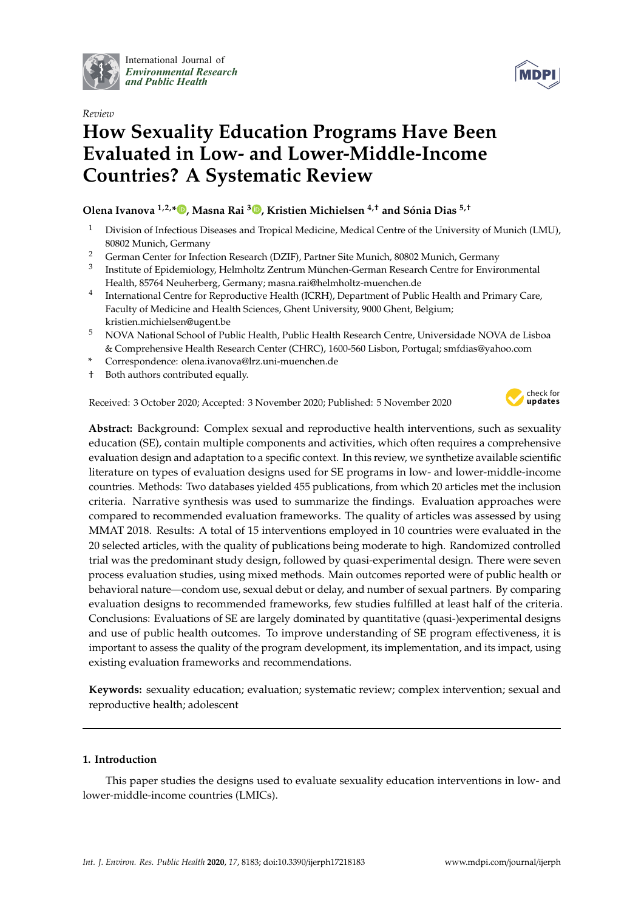International Journal of *Environmental Research and Public Health*

*Review*

# How Sexuality Education Programs Have Been Evaluated in Low- and Lower-Middle-Income Countries? A Systematic Review

**Olena Ivanova [1,2,*], Masna Rai [3], Kristien Michielsen [4,†] and Sónia Dias [5,†]**

1. Division of Infectious Diseases and Tropical Medicine, Medical Centre of the University of Munich (LMU), 80802 Munich, Germany
2. German Center for Infection Research (DZIF), Partner Site Munich, 80802 Munich, Germany
3. Institute of Epidemiology, Helmholtz Zentrum München-German Research Centre for Environmental Health, 85764 Neuherberg, Germany; masna.rai@helmholtz-muenchen.de
4. International Centre for Reproductive Health (ICRH), Department of Public Health and Primary Care, Faculty of Medicine and Health Sciences, Ghent University, 9000 Ghent, Belgium; kristien.michielsen@ugent.be
5. NOVA National School of Public Health, Public Health Research Centre, Universidade NOVA de Lisboa & Comprehensive Health Research Center (CHRC), 1600-560 Lisbon, Portugal; smfdias@yahoo.com

\* Correspondence: olena.ivanova@lrz.uni-muenchen.de

† Both authors contributed equally.

Received: 3 October 2020; Accepted: 3 November 2020; Published: 5 November 2020

**Abstract:** Background: Complex sexual and reproductive health interventions, such as sexuality education (SE), contain multiple components and activities, which often requires a comprehensive evaluation design and adaptation to a specific context. In this review, we synthetize available scientific literature on types of evaluation designs used for SE programs in low- and lower-middle-income countries. Methods: Two databases yielded 455 publications, from which 20 articles met the inclusion criteria. Narrative synthesis was used to summarize the findings. Evaluation approaches were compared to recommended evaluation frameworks. The quality of articles was assessed by using MMAT 2018. Results: A total of 15 interventions employed in 10 countries were evaluated in the 20 selected articles, with the quality of publications being moderate to high. Randomized controlled trial was the predominant study design, followed by quasi-experimental design. There were seven process evaluation studies, using mixed methods. Main outcomes reported were of public health or behavioral nature—condom use, sexual debut or delay, and number of sexual partners. By comparing evaluation designs to recommended frameworks, few studies fulfilled at least half of the criteria. Conclusions: Evaluations of SE are largely dominated by quantitative (quasi-)experimental designs and use of public health outcomes. To improve understanding of SE program effectiveness, it is important to assess the quality of the program development, its implementation, and its impact, using existing evaluation frameworks and recommendations.

**Keywords:** sexuality education; evaluation; systematic review; complex intervention; sexual and reproductive health; adolescent

## 1. Introduction

This paper studies the designs used to evaluate sexuality education interventions in low- and lower-middle-income countries (LMICs).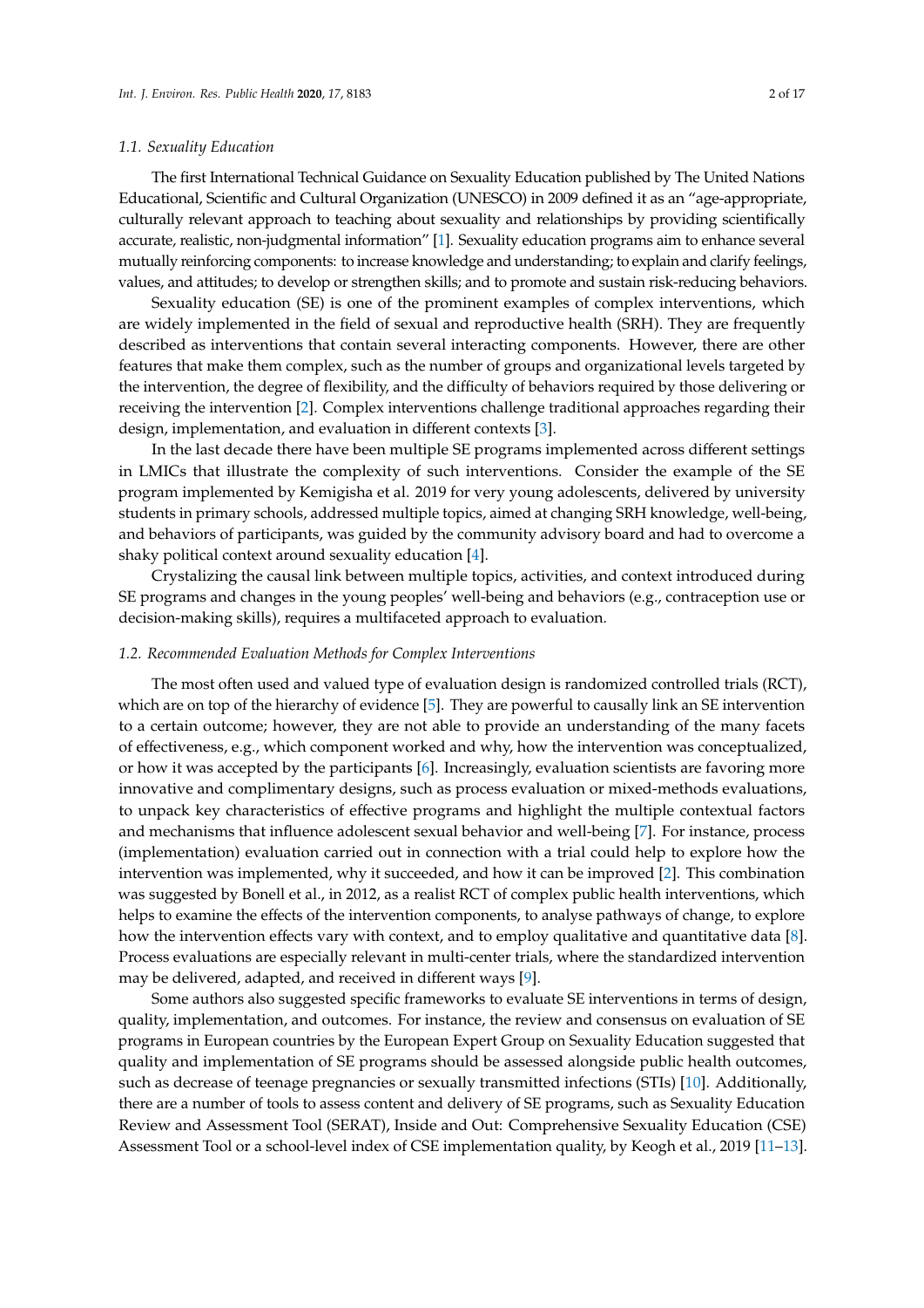### 1.1. Sexuality Education

The first International Technical Guidance on Sexuality Education published by The United Nations Educational, Scientific and Cultural Organization (UNESCO) in 2009 defined it as an "age-appropriate, culturally relevant approach to teaching about sexuality and relationships by providing scientifically accurate, realistic, non-judgmental information" [1]. Sexuality education programs aim to enhance several mutually reinforcing components: to increase knowledge and understanding; to explain and clarify feelings, values, and attitudes; to develop or strengthen skills; and to promote and sustain risk-reducing behaviors.

Sexuality education (SE) is one of the prominent examples of complex interventions, which are widely implemented in the field of sexual and reproductive health (SRH). They are frequently described as interventions that contain several interacting components. However, there are other features that make them complex, such as the number of groups and organizational levels targeted by the intervention, the degree of flexibility, and the difficulty of behaviors required by those delivering or receiving the intervention [2]. Complex interventions challenge traditional approaches regarding their design, implementation, and evaluation in different contexts [3].

In the last decade there have been multiple SE programs implemented across different settings in LMICs that illustrate the complexity of such interventions. Consider the example of the SE program implemented by Kemigisha et al. 2019 for very young adolescents, delivered by university students in primary schools, addressed multiple topics, aimed at changing SRH knowledge, well-being, and behaviors of participants, was guided by the community advisory board and had to overcome a shaky political context around sexuality education [4].

Crystalizing the causal link between multiple topics, activities, and context introduced during SE programs and changes in the young peoples' well-being and behaviors (e.g., contraception use or decision-making skills), requires a multifaceted approach to evaluation.

### 1.2. Recommended Evaluation Methods for Complex Interventions

The most often used and valued type of evaluation design is randomized controlled trials (RCT), which are on top of the hierarchy of evidence [5]. They are powerful to causally link an SE intervention to a certain outcome; however, they are not able to provide an understanding of the many facets of effectiveness, e.g., which component worked and why, how the intervention was conceptualized, or how it was accepted by the participants [6]. Increasingly, evaluation scientists are favoring more innovative and complimentary designs, such as process evaluation or mixed-methods evaluations, to unpack key characteristics of effective programs and highlight the multiple contextual factors and mechanisms that influence adolescent sexual behavior and well-being [7]. For instance, process (implementation) evaluation carried out in connection with a trial could help to explore how the intervention was implemented, why it succeeded, and how it can be improved [2]. This combination was suggested by Bonell et al., in 2012, as a realist RCT of complex public health interventions, which helps to examine the effects of the intervention components, to analyse pathways of change, to explore how the intervention effects vary with context, and to employ qualitative and quantitative data [8]. Process evaluations are especially relevant in multi-center trials, where the standardized intervention may be delivered, adapted, and received in different ways [9].

Some authors also suggested specific frameworks to evaluate SE interventions in terms of design, quality, implementation, and outcomes. For instance, the review and consensus on evaluation of SE programs in European countries by the European Expert Group on Sexuality Education suggested that quality and implementation of SE programs should be assessed alongside public health outcomes, such as decrease of teenage pregnancies or sexually transmitted infections (STIs) [10]. Additionally, there are a number of tools to assess content and delivery of SE programs, such as Sexuality Education Review and Assessment Tool (SERAT), Inside and Out: Comprehensive Sexuality Education (CSE) Assessment Tool or a school-level index of CSE implementation quality, by Keogh et al., 2019 [11–13].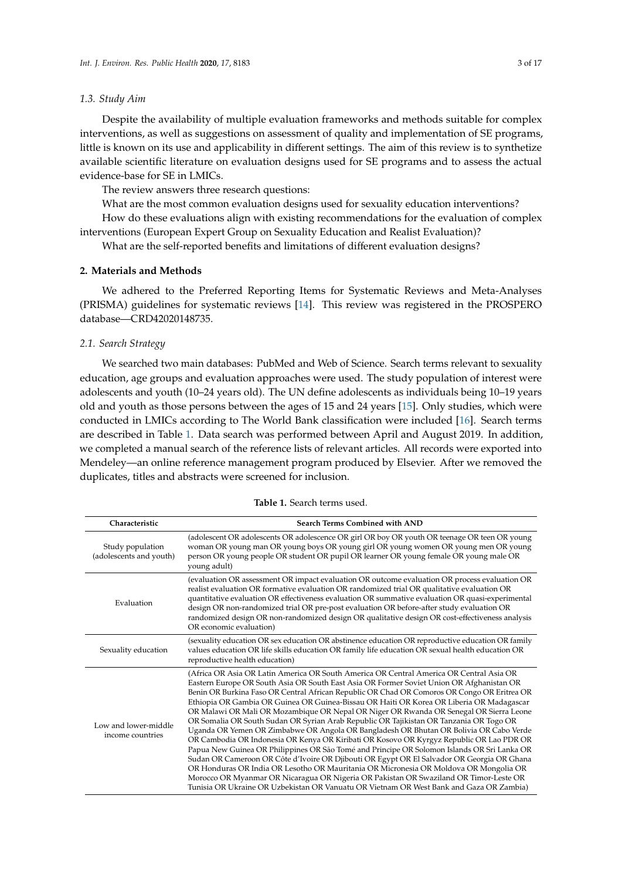### 1.3. Study Aim

Despite the availability of multiple evaluation frameworks and methods suitable for complex interventions, as well as suggestions on assessment of quality and implementation of SE programs, little is known on its use and applicability in different settings. The aim of this review is to synthetize available scientific literature on evaluation designs used for SE programs and to assess the actual evidence-base for SE in LMICs.

The review answers three research questions:

What are the most common evaluation designs used for sexuality education interventions?

How do these evaluations align with existing recommendations for the evaluation of complex interventions (European Expert Group on Sexuality Education and Realist Evaluation)?

What are the self-reported benefits and limitations of different evaluation designs?

## 2. Materials and Methods

We adhered to the Preferred Reporting Items for Systematic Reviews and Meta-Analyses (PRISMA) guidelines for systematic reviews [14]. This review was registered in the PROSPERO database—CRD42020148735.

### 2.1. Search Strategy

We searched two main databases: PubMed and Web of Science. Search terms relevant to sexuality education, age groups and evaluation approaches were used. The study population of interest were adolescents and youth (10–24 years old). The UN define adolescents as individuals being 10–19 years old and youth as those persons between the ages of 15 and 24 years [15]. Only studies, which were conducted in LMICs according to The World Bank classification were included [16]. Search terms are described in Table 1. Data search was performed between April and August 2019. In addition, we completed a manual search of the reference lists of relevant articles. All records were exported into Mendeley—an online reference management program produced by Elsevier. After we removed the duplicates, titles and abstracts were screened for inclusion.

**Table 1.** Search terms used.

| Characteristic | Search Terms Combined with AND |
|---|---|
| Study population (adolescents and youth) | (adolescent OR adolescents OR adolescence OR girl OR boy OR youth OR teenage OR teen OR young woman OR young man OR young boys OR young girl OR young women OR young men OR young person OR young people OR student OR pupil OR learner OR young female OR young male OR young adult) |
| Evaluation | (evaluation OR assessment OR impact evaluation OR outcome evaluation OR process evaluation OR realist evaluation OR formative evaluation OR randomized trial OR qualitative evaluation OR quantitative evaluation OR effectiveness evaluation OR summative evaluation OR quasi-experimental design OR non-randomized trial OR pre-post evaluation OR before-after study evaluation OR randomized design OR non-randomized design OR qualitative design OR cost-effectiveness analysis OR economic evaluation) |
| Sexuality education | (sexuality education OR sex education OR abstinence education OR reproductive education OR family values education OR life skills education OR family life education OR sexual health education OR reproductive health education) |
| Low and lower-middle income countries | (Africa OR Asia OR Latin America OR South America OR Central America OR Central Asia OR Eastern Europe OR South Asia OR South East Asia OR Former Soviet Union OR Afghanistan OR Benin OR Burkina Faso OR Central African Republic OR Chad OR Comoros OR Congo OR Eritrea OR Ethiopia OR Gambia OR Guinea OR Guinea-Bissau OR Haiti OR Korea OR Liberia OR Madagascar OR Malawi OR Mali OR Mozambique OR Nepal OR Niger OR Rwanda OR Senegal OR Sierra Leone OR Somalia OR South Sudan OR Syrian Arab Republic OR Tajikistan OR Tanzania OR Togo OR Uganda OR Yemen OR Zimbabwe OR Angola OR Bangladesh OR Bhutan OR Bolivia OR Cabo Verde OR Cambodia OR Indonesia OR Kenya OR Kiribati OR Kosovo OR Kyrgyz Republic OR Lao PDR OR Papua New Guinea OR Philippines OR São Tomé and Principe OR Solomon Islands OR Sri Lanka OR Sudan OR Cameroon OR Côte d'Ivoire OR Djibouti OR Egypt OR El Salvador OR Georgia OR Ghana OR Honduras OR India OR Lesotho OR Mauritania OR Micronesia OR Moldova OR Mongolia OR Morocco OR Myanmar OR Nicaragua OR Nigeria OR Pakistan OR Swaziland OR Timor-Leste OR Tunisia OR Ukraine OR Uzbekistan OR Vanuatu OR Vietnam OR West Bank and Gaza OR Zambia) |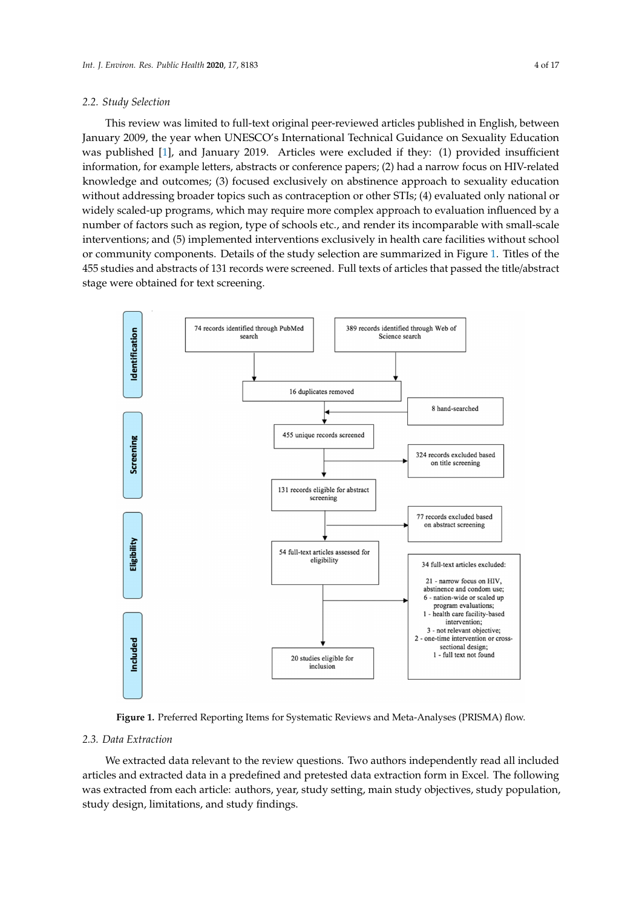### 2.2. Study Selection

This review was limited to full-text original peer-reviewed articles published in English, between January 2009, the year when UNESCO's International Technical Guidance on Sexuality Education was published [1], and January 2019. Articles were excluded if they: (1) provided insufficient information, for example letters, abstracts or conference papers; (2) had a narrow focus on HIV-related knowledge and outcomes; (3) focused exclusively on abstinence approach to sexuality education without addressing broader topics such as contraception or other STIs; (4) evaluated only national or widely scaled-up programs, which may require more complex approach to evaluation influenced by a number of factors such as region, type of schools etc., and render its incomparable with small-scale interventions; and (5) implemented interventions exclusively in health care facilities without school or community components. Details of the study selection are summarized in Figure 1. Titles of the 455 studies and abstracts of 131 records were screened. Full texts of articles that passed the title/abstract stage were obtained for text screening.

**Identification**

- 74 records identified through PubMed search
- 389 records identified through Web of Science search
- 16 duplicates removed
- 8 hand-searched

**Screening**

- 455 unique records screened
- 324 records excluded based on title screening
- 131 records eligible for abstract screening
- 77 records excluded based on abstract screening

**Eligibility**

- 54 full-text articles assessed for eligibility
- 34 full-text articles excluded:
  - 21 - narrow focus on HIV, abstinence and condom use;
  - 6 - nation-wide or scaled up program evaluations;
  - 1 - health care facility-based intervention;
  - 3 - not relevant objective;
  - 2 - one-time intervention or cross-sectional design;
  - 1 - full text not found

**Included**

- 20 studies eligible for inclusion

**Figure 1.** Preferred Reporting Items for Systematic Reviews and Meta-Analyses (PRISMA) flow.

### 2.3. Data Extraction

We extracted data relevant to the review questions. Two authors independently read all included articles and extracted data in a predefined and pretested data extraction form in Excel. The following was extracted from each article: authors, year, study setting, main study objectives, study population, study design, limitations, and study findings.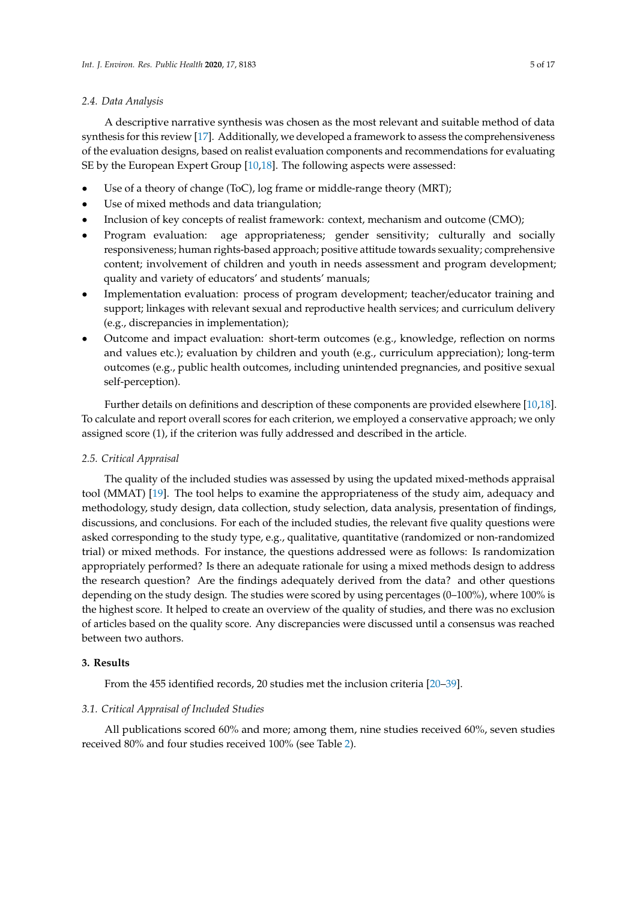### 2.4. Data Analysis

A descriptive narrative synthesis was chosen as the most relevant and suitable method of data synthesis for this review [17]. Additionally, we developed a framework to assess the comprehensiveness of the evaluation designs, based on realist evaluation components and recommendations for evaluating SE by the European Expert Group [10,18]. The following aspects were assessed:

- Use of a theory of change (ToC), log frame or middle-range theory (MRT);
- Use of mixed methods and data triangulation;
- Inclusion of key concepts of realist framework: context, mechanism and outcome (CMO);
- Program evaluation: age appropriateness; gender sensitivity; culturally and socially responsiveness; human rights-based approach; positive attitude towards sexuality; comprehensive content; involvement of children and youth in needs assessment and program development; quality and variety of educators' and students' manuals;
- Implementation evaluation: process of program development; teacher/educator training and support; linkages with relevant sexual and reproductive health services; and curriculum delivery (e.g., discrepancies in implementation);
- Outcome and impact evaluation: short-term outcomes (e.g., knowledge, reflection on norms and values etc.); evaluation by children and youth (e.g., curriculum appreciation); long-term outcomes (e.g., public health outcomes, including unintended pregnancies, and positive sexual self-perception).

Further details on definitions and description of these components are provided elsewhere [10,18]. To calculate and report overall scores for each criterion, we employed a conservative approach; we only assigned score (1), if the criterion was fully addressed and described in the article.

### 2.5. Critical Appraisal

The quality of the included studies was assessed by using the updated mixed-methods appraisal tool (MMAT) [19]. The tool helps to examine the appropriateness of the study aim, adequacy and methodology, study design, data collection, study selection, data analysis, presentation of findings, discussions, and conclusions. For each of the included studies, the relevant five quality questions were asked corresponding to the study type, e.g., qualitative, quantitative (randomized or non-randomized trial) or mixed methods. For instance, the questions addressed were as follows: Is randomization appropriately performed? Is there an adequate rationale for using a mixed methods design to address the research question? Are the findings adequately derived from the data? and other questions depending on the study design. The studies were scored by using percentages (0–100%), where 100% is the highest score. It helped to create an overview of the quality of studies, and there was no exclusion of articles based on the quality score. Any discrepancies were discussed until a consensus was reached between two authors.

## 3. Results

From the 455 identified records, 20 studies met the inclusion criteria [20–39].

### 3.1. Critical Appraisal of Included Studies

All publications scored 60% and more; among them, nine studies received 60%, seven studies received 80% and four studies received 100% (see Table 2).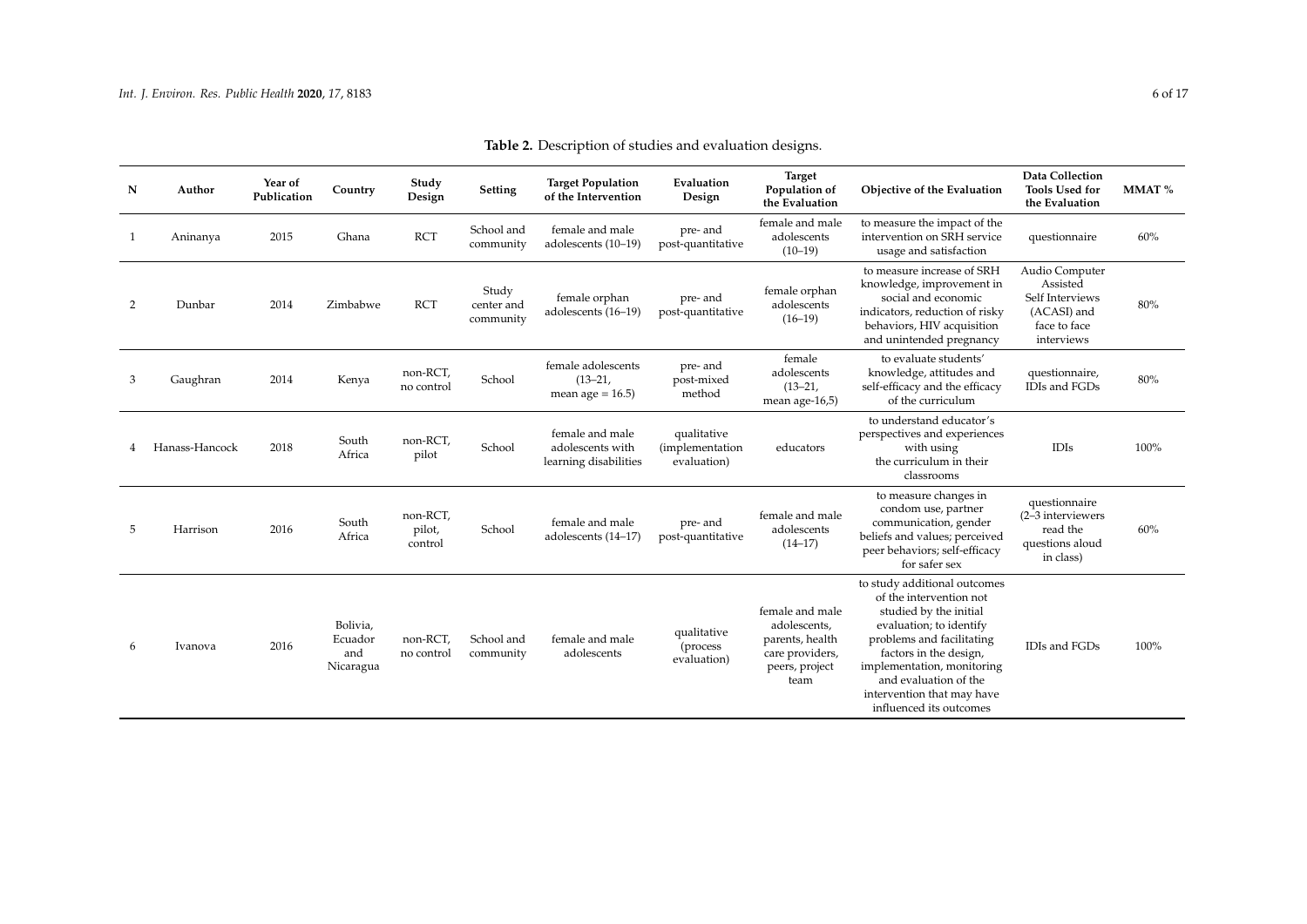**Table 2.** Description of studies and evaluation designs.

| N | Author | Year of Publication | Country | Study Design | Setting | Target Population of the Intervention | Evaluation Design | Target Population of the Evaluation | Objective of the Evaluation | Data Collection Tools Used for the Evaluation | MMAT % |
|---|---|---|---|---|---|---|---|---|---|---|---|
| 1 | Aninanya | 2015 | Ghana | RCT | School and community | female and male adolescents (10–19) | pre- and post-quantitative | female and male adolescents (10–19) | to measure the impact of the intervention on SRH service usage and satisfaction | questionnaire | 60% |
| 2 | Dunbar | 2014 | Zimbabwe | RCT | Study center and community | female orphan adolescents (16–19) | pre- and post-quantitative | female orphan adolescents (16–19) | to measure increase of SRH knowledge, improvement in social and economic indicators, reduction of risky behaviors, HIV acquisition and unintended pregnancy | Audio Computer Assisted Self Interviews (ACASI) and face to face interviews | 80% |
| 3 | Gaughran | 2014 | Kenya | non-RCT, no control | School | female adolescents (13–21, mean age = 16.5) | pre- and post-mixed method | female adolescents (13–21, mean age-16,5) | to evaluate students' knowledge, attitudes and self-efficacy and the efficacy of the curriculum | questionnaire, IDIs and FGDs | 80% |
| 4 | Hanass-Hancock | 2018 | South Africa | non-RCT, pilot | School | female and male adolescents with learning disabilities | qualitative (implementation evaluation) | educators | to understand educator's perspectives and experiences with using the curriculum in their classrooms | IDIs | 100% |
| 5 | Harrison | 2016 | South Africa | non-RCT, pilot, control | School | female and male adolescents (14–17) | pre- and post-quantitative | female and male adolescents (14–17) | to measure changes in condom use, partner communication, gender beliefs and values; perceived peer behaviors; self-efficacy for safer sex | questionnaire (2–3 interviewers read the questions aloud in class) | 60% |
| 6 | Ivanova | 2016 | Bolivia, Ecuador and Nicaragua | non-RCT, no control | School and community | female and male adolescents | qualitative (process evaluation) | female and male adolescents, parents, health care providers, peers, project team | to study additional outcomes of the intervention not studied by the initial evaluation; to identify problems and facilitating factors in the design, implementation, monitoring and evaluation of the intervention that may have influenced its outcomes | IDIs and FGDs | 100% |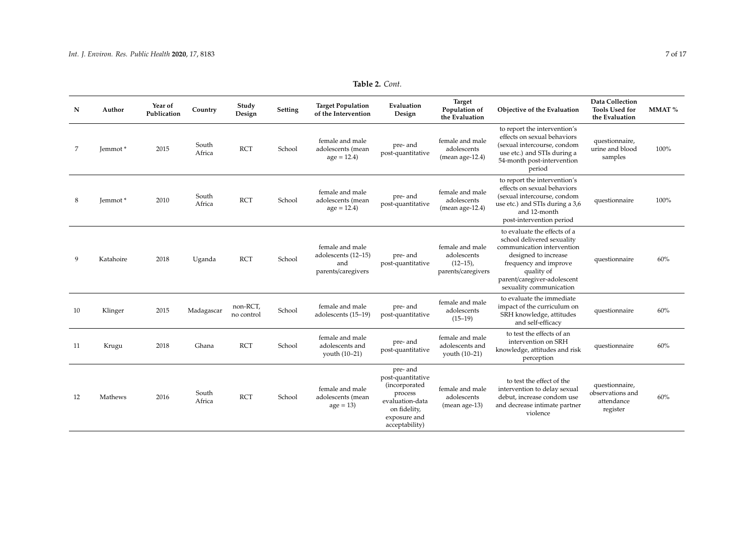**Table 2.** *Cont.*

| N | Author | Year of Publication | Country | Study Design | Setting | Target Population of the Intervention | Evaluation Design | Target Population of the Evaluation | Objective of the Evaluation | Data Collection Tools Used for the Evaluation | MMAT % |
|---|---|---|---|---|---|---|---|---|---|---|---|
| 7 | Jemmot * | 2015 | South Africa | RCT | School | female and male adolescents (mean age = 12.4) | pre- and post-quantitative | female and male adolescents (mean age-12.4) | to report the intervention's effects on sexual behaviors (sexual intercourse, condom use etc.) and STIs during a 54-month post-intervention period | questionnaire, urine and blood samples | 100% |
| 8 | Jemmot * | 2010 | South Africa | RCT | School | female and male adolescents (mean age = 12.4) | pre- and post-quantitative | female and male adolescents (mean age-12.4) | to report the intervention's effects on sexual behaviors (sexual intercourse, condom use etc.) and STIs during a 3,6 and 12-month post-intervention period | questionnaire | 100% |
| 9 | Katahoire | 2018 | Uganda | RCT | School | female and male adolescents (12–15) and parents/caregivers | pre- and post-quantitative | female and male adolescents (12–15), parents/caregivers | to evaluate the effects of a school delivered sexuality communication intervention designed to increase frequency and improve quality of parent/caregiver-adolescent sexuality communication | questionnaire | 60% |
| 10 | Klinger | 2015 | Madagascar | non-RCT, no control | School | female and male adolescents (15–19) | pre- and post-quantitative | female and male adolescents (15–19) | to evaluate the immediate impact of the curriculum on SRH knowledge, attitudes and self-efficacy | questionnaire | 60% |
| 11 | Krugu | 2018 | Ghana | RCT | School | female and male adolescents and youth (10–21) | pre- and post-quantitative | female and male adolescents and youth (10–21) | to test the effects of an intervention on SRH knowledge, attitudes and risk perception | questionnaire | 60% |
| 12 | Mathews | 2016 | South Africa | RCT | School | female and male adolescents (mean age = 13) | pre- and post-quantitative (incorporated process evaluation-data on fidelity, exposure and acceptability) | female and male adolescents (mean age-13) | to test the effect of the intervention to delay sexual debut, increase condom use and decrease intimate partner violence | questionnaire, observations and attendance register | 60% |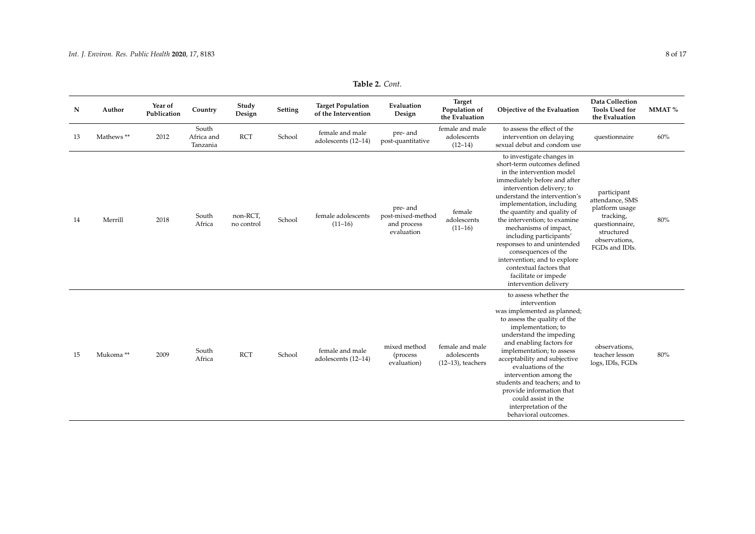**Table 2.** *Cont.*

| N | Author | Year of Publication | Country | Study Design | Setting | Target Population of the Intervention | Evaluation Design | Target Population of the Evaluation | Objective of the Evaluation | Data Collection Tools Used for the Evaluation | MMAT % |
|---|---|---|---|---|---|---|---|---|---|---|---|
| 13 | Mathews ** | 2012 | South Africa and Tanzania | RCT | School | female and male adolescents (12–14) | pre- and post-quantitative | female and male adolescents (12–14) | to assess the effect of the intervention on delaying sexual debut and condom use | questionnaire | 60% |
| 14 | Merrill | 2018 | South Africa | non-RCT, no control | School | female adolescents (11–16) | pre- and post-mixed-method and process evaluation | female adolescents (11–16) | to investigate changes in short-term outcomes defined in the intervention model immediately before and after intervention delivery; to understand the intervention's implementation, including the quantity and quality of the intervention; to examine mechanisms of impact, including participants' responses to and unintended consequences of the intervention; and to explore contextual factors that facilitate or impede intervention delivery | participant attendance, SMS platform usage tracking, questionnaire, structured observations, FGDs and IDIs. | 80% |
| 15 | Mukoma ** | 2009 | South Africa | RCT | School | female and male adolescents (12–14) | mixed method (process evaluation) | female and male adolescents (12–13), teachers | to assess whether the intervention was implemented as planned; to assess the quality of the implementation; to understand the impeding and enabling factors for implementation; to assess acceptability and subjective evaluations of the intervention among the students and teachers; and to provide information that could assist in the interpretation of the behavioral outcomes. | observations, teacher lesson logs, IDIs, FGDs | 80% |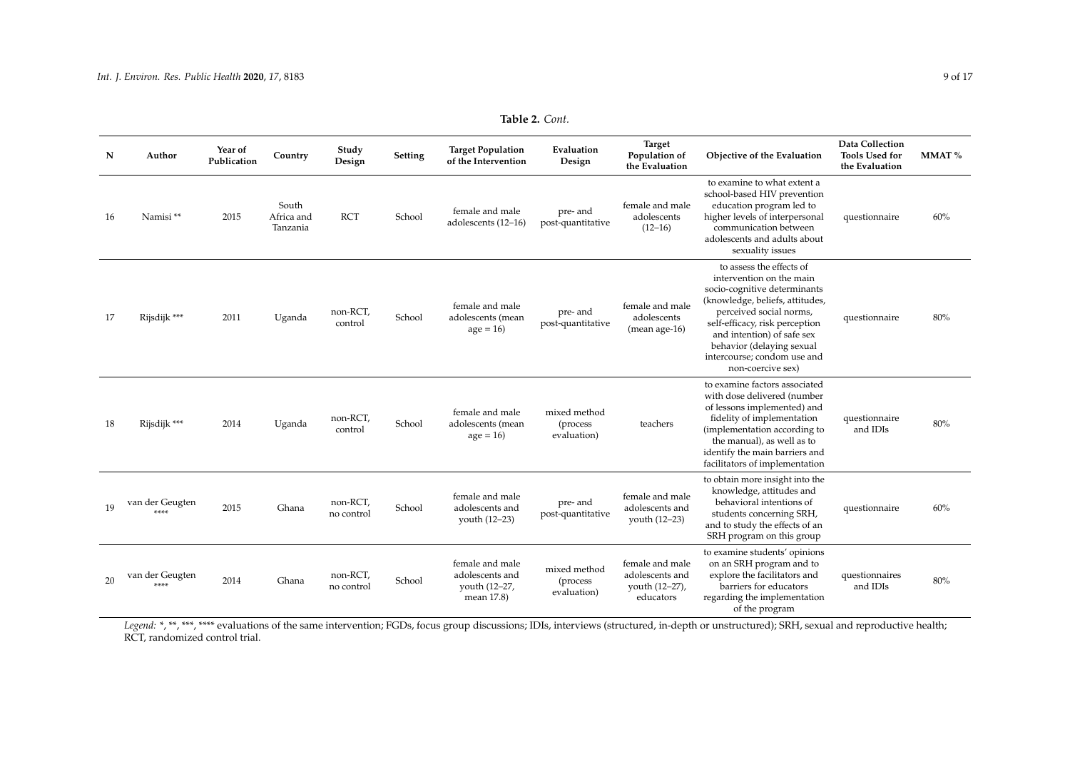**Table 2.** *Cont.*

| N | Author | Year of Publication | Country | Study Design | Setting | Target Population of the Intervention | Evaluation Design | Target Population of the Evaluation | Objective of the Evaluation | Data Collection Tools Used for the Evaluation | MMAT % |
|---|---|---|---|---|---|---|---|---|---|---|---|
| 16 | Namisi ** | 2015 | South Africa and Tanzania | RCT | School | female and male adolescents (12–16) | pre- and post-quantitative | female and male adolescents (12–16) | to examine to what extent a school-based HIV prevention education program led to higher levels of interpersonal communication between adolescents and adults about sexuality issues | questionnaire | 60% |
| 17 | Rijsdijk *** | 2011 | Uganda | non-RCT, control | School | female and male adolescents (mean age = 16) | pre- and post-quantitative | female and male adolescents (mean age-16) | to assess the effects of intervention on the main socio-cognitive determinants (knowledge, beliefs, attitudes, perceived social norms, self-efficacy, risk perception and intention) of safe sex behavior (delaying sexual intercourse; condom use and non-coercive sex) | questionnaire | 80% |
| 18 | Rijsdijk *** | 2014 | Uganda | non-RCT, control | School | female and male adolescents (mean age = 16) | mixed method (process evaluation) | teachers | to examine factors associated with dose delivered (number of lessons implemented) and fidelity of implementation (implementation according to the manual), as well as to identify the main barriers and facilitators of implementation | questionnaire and IDIs | 80% |
| 19 | van der Geugten **** | 2015 | Ghana | non-RCT, no control | School | female and male adolescents and youth (12–23) | pre- and post-quantitative | female and male adolescents and youth (12–23) | to obtain more insight into the knowledge, attitudes and behavioral intentions of students concerning SRH, and to study the effects of an SRH program on this group | questionnaire | 60% |
| 20 | van der Geugten **** | 2014 | Ghana | non-RCT, no control | School | female and male adolescents and youth (12–27, mean 17.8) | mixed method (process evaluation) | female and male adolescents and youth (12–27), educators | to examine students' opinions on an SRH program and to explore the facilitators and barriers for educators regarding the implementation of the program | questionnaires and IDIs | 80% |

*Legend:* *, **, ***, **** evaluations of the same intervention; FGDs, focus group discussions; IDIs, interviews (structured, in-depth or unstructured); SRH, sexual and reproductive health; RCT, randomized control trial.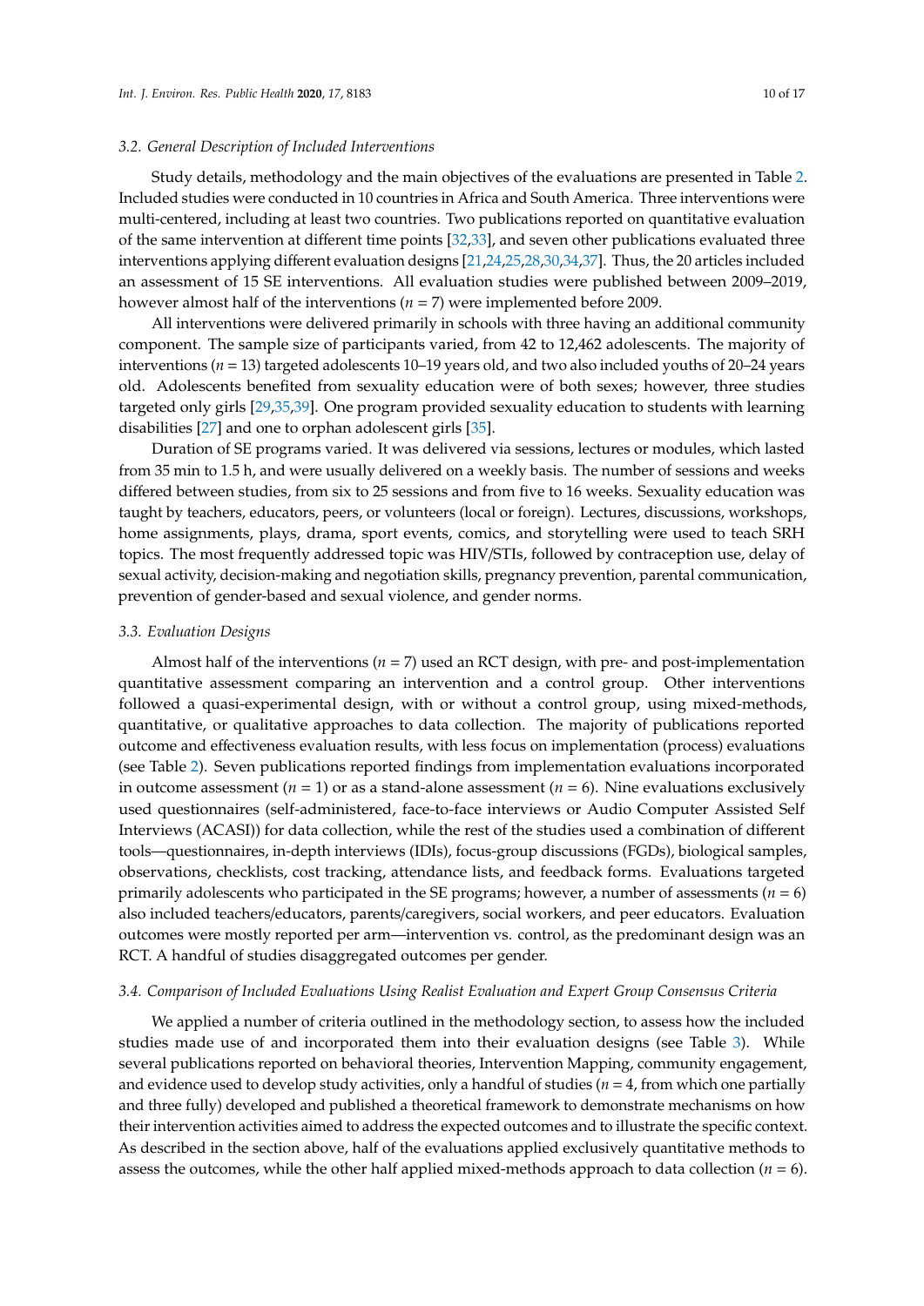### 3.2. General Description of Included Interventions

Study details, methodology and the main objectives of the evaluations are presented in Table 2. Included studies were conducted in 10 countries in Africa and South America. Three interventions were multi-centered, including at least two countries. Two publications reported on quantitative evaluation of the same intervention at different time points [32,33], and seven other publications evaluated three interventions applying different evaluation designs [21,24,25,28,30,34,37]. Thus, the 20 articles included an assessment of 15 SE interventions. All evaluation studies were published between 2009–2019, however almost half of the interventions (*n* = 7) were implemented before 2009.

All interventions were delivered primarily in schools with three having an additional community component. The sample size of participants varied, from 42 to 12,462 adolescents. The majority of interventions (*n* = 13) targeted adolescents 10–19 years old, and two also included youths of 20–24 years old. Adolescents benefited from sexuality education were of both sexes; however, three studies targeted only girls [29,35,39]. One program provided sexuality education to students with learning disabilities [27] and one to orphan adolescent girls [35].

Duration of SE programs varied. It was delivered via sessions, lectures or modules, which lasted from 35 min to 1.5 h, and were usually delivered on a weekly basis. The number of sessions and weeks differed between studies, from six to 25 sessions and from five to 16 weeks. Sexuality education was taught by teachers, educators, peers, or volunteers (local or foreign). Lectures, discussions, workshops, home assignments, plays, drama, sport events, comics, and storytelling were used to teach SRH topics. The most frequently addressed topic was HIV/STIs, followed by contraception use, delay of sexual activity, decision-making and negotiation skills, pregnancy prevention, parental communication, prevention of gender-based and sexual violence, and gender norms.

### 3.3. Evaluation Designs

Almost half of the interventions (*n* = 7) used an RCT design, with pre- and post-implementation quantitative assessment comparing an intervention and a control group. Other interventions followed a quasi-experimental design, with or without a control group, using mixed-methods, quantitative, or qualitative approaches to data collection. The majority of publications reported outcome and effectiveness evaluation results, with less focus on implementation (process) evaluations (see Table 2). Seven publications reported findings from implementation evaluations incorporated in outcome assessment (*n* = 1) or as a stand-alone assessment (*n* = 6). Nine evaluations exclusively used questionnaires (self-administered, face-to-face interviews or Audio Computer Assisted Self Interviews (ACASI)) for data collection, while the rest of the studies used a combination of different tools—questionnaires, in-depth interviews (IDIs), focus-group discussions (FGDs), biological samples, observations, checklists, cost tracking, attendance lists, and feedback forms. Evaluations targeted primarily adolescents who participated in the SE programs; however, a number of assessments (*n* = 6) also included teachers/educators, parents/caregivers, social workers, and peer educators. Evaluation outcomes were mostly reported per arm—intervention vs. control, as the predominant design was an RCT. A handful of studies disaggregated outcomes per gender.

### 3.4. Comparison of Included Evaluations Using Realist Evaluation and Expert Group Consensus Criteria

We applied a number of criteria outlined in the methodology section, to assess how the included studies made use of and incorporated them into their evaluation designs (see Table 3). While several publications reported on behavioral theories, Intervention Mapping, community engagement, and evidence used to develop study activities, only a handful of studies (*n* = 4, from which one partially and three fully) developed and published a theoretical framework to demonstrate mechanisms on how their intervention activities aimed to address the expected outcomes and to illustrate the specific context. As described in the section above, half of the evaluations applied exclusively quantitative methods to assess the outcomes, while the other half applied mixed-methods approach to data collection (*n* = 6).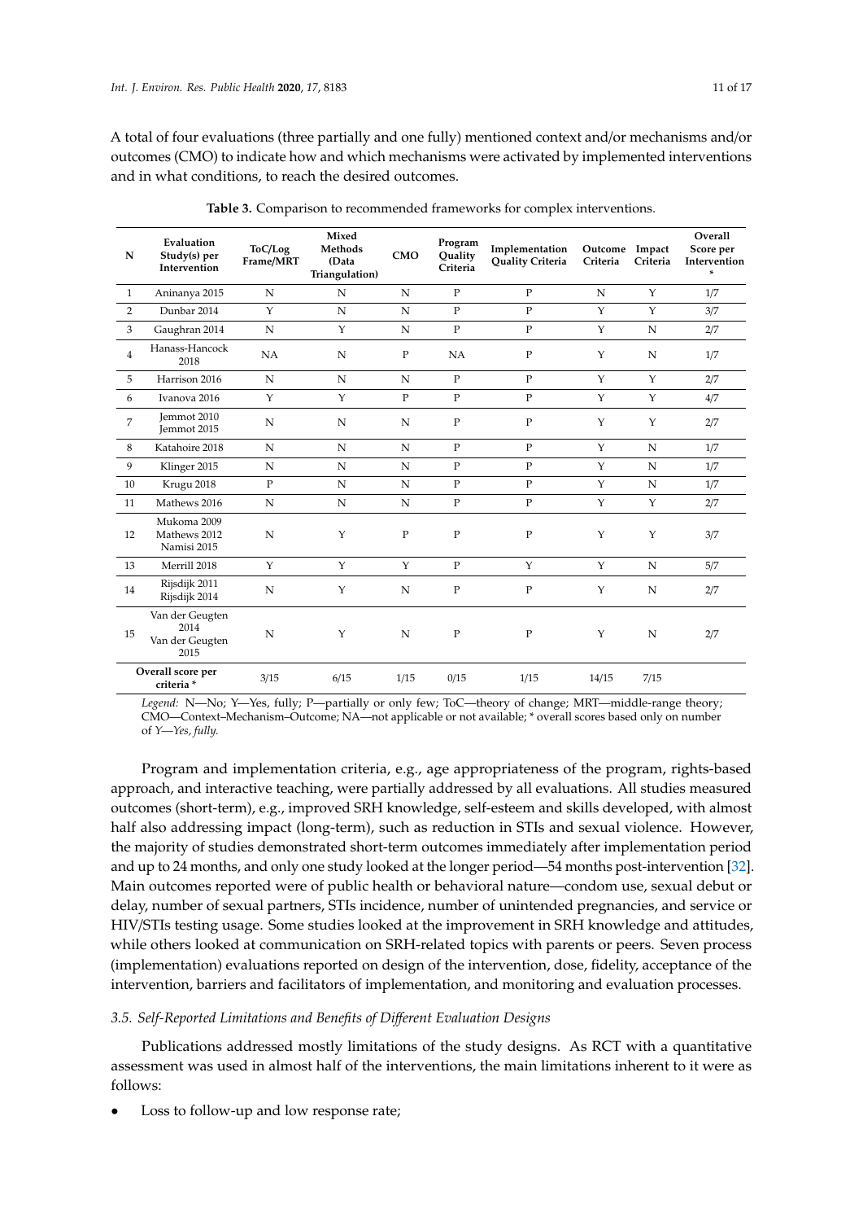A total of four evaluations (three partially and one fully) mentioned context and/or mechanisms and/or outcomes (CMO) to indicate how and which mechanisms were activated by implemented interventions and in what conditions, to reach the desired outcomes.

**Table 3.** Comparison to recommended frameworks for complex interventions.

| N | Evaluation Study(s) per Intervention | ToC/Log Frame/MRT | Mixed Methods (Data Triangulation) | CMO | Program Quality Criteria | Implementation Quality Criteria | Outcome Criteria | Impact Criteria | Overall Score per Intervention * |
|---|---|---|---|---|---|---|---|---|---|
| 1 | Aninanya 2015 | N | N | N | P | P | N | Y | 1/7 |
| 2 | Dunbar 2014 | Y | N | N | P | P | Y | Y | 3/7 |
| 3 | Gaughran 2014 | N | Y | N | P | P | Y | N | 2/7 |
| 4 | Hanass-Hancock 2018 | NA | N | P | NA | P | Y | N | 1/7 |
| 5 | Harrison 2016 | N | N | N | P | P | Y | Y | 2/7 |
| 6 | Ivanova 2016 | Y | Y | P | P | P | Y | Y | 4/7 |
| 7 | Jemmot 2010 Jemmot 2015 | N | N | N | P | P | Y | Y | 2/7 |
| 8 | Katahoire 2018 | N | N | N | P | P | Y | N | 1/7 |
| 9 | Klinger 2015 | N | N | N | P | P | Y | N | 1/7 |
| 10 | Krugu 2018 | P | N | N | P | P | Y | N | 1/7 |
| 11 | Mathews 2016 | N | N | N | P | P | Y | Y | 2/7 |
| 12 | Mukoma 2009 Mathews 2012 Namisi 2015 | N | Y | P | P | P | Y | Y | 3/7 |
| 13 | Merrill 2018 | Y | Y | Y | P | Y | Y | N | 5/7 |
| 14 | Rijsdijk 2011 Rijsdijk 2014 | N | Y | N | P | P | Y | N | 2/7 |
| 15 | Van der Geugten 2014 Van der Geugten 2015 | N | Y | N | P | P | Y | N | 2/7 |
| Overall score per criteria * | | 3/15 | 6/15 | 1/15 | 0/15 | 1/15 | 14/15 | 7/15 | |

*Legend:* N—No; Y—Yes, fully; P—partially or only few; ToC—theory of change; MRT—middle-range theory; CMO—Context–Mechanism–Outcome; NA—not applicable or not available; * overall scores based only on number of *Y—Yes, fully.*

Program and implementation criteria, e.g., age appropriateness of the program, rights-based approach, and interactive teaching, were partially addressed by all evaluations. All studies measured outcomes (short-term), e.g., improved SRH knowledge, self-esteem and skills developed, with almost half also addressing impact (long-term), such as reduction in STIs and sexual violence. However, the majority of studies demonstrated short-term outcomes immediately after implementation period and up to 24 months, and only one study looked at the longer period—54 months post-intervention [32]. Main outcomes reported were of public health or behavioral nature—condom use, sexual debut or delay, number of sexual partners, STIs incidence, number of unintended pregnancies, and service or HIV/STIs testing usage. Some studies looked at the improvement in SRH knowledge and attitudes, while others looked at communication on SRH-related topics with parents or peers. Seven process (implementation) evaluations reported on design of the intervention, dose, fidelity, acceptance of the intervention, barriers and facilitators of implementation, and monitoring and evaluation processes.

### 3.5. Self-Reported Limitations and Benefits of Different Evaluation Designs

Publications addressed mostly limitations of the study designs. As RCT with a quantitative assessment was used in almost half of the interventions, the main limitations inherent to it were as follows:

- Loss to follow-up and low response rate;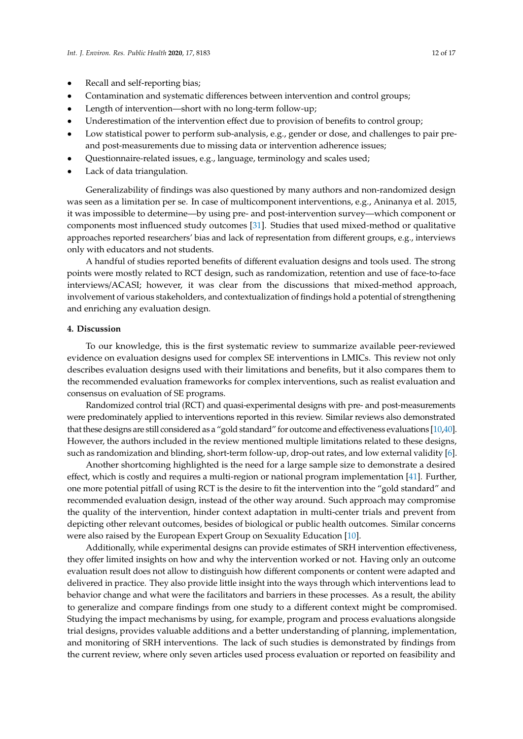- Recall and self-reporting bias;
- Contamination and systematic differences between intervention and control groups;
- Length of intervention—short with no long-term follow-up;
- Underestimation of the intervention effect due to provision of benefits to control group;
- Low statistical power to perform sub-analysis, e.g., gender or dose, and challenges to pair pre- and post-measurements due to missing data or intervention adherence issues;
- Questionnaire-related issues, e.g., language, terminology and scales used;
- Lack of data triangulation.

Generalizability of findings was also questioned by many authors and non-randomized design was seen as a limitation per se. In case of multicomponent interventions, e.g., Aninanya et al. 2015, it was impossible to determine—by using pre- and post-intervention survey—which component or components most influenced study outcomes [31]. Studies that used mixed-method or qualitative approaches reported researchers' bias and lack of representation from different groups, e.g., interviews only with educators and not students.

A handful of studies reported benefits of different evaluation designs and tools used. The strong points were mostly related to RCT design, such as randomization, retention and use of face-to-face interviews/ACASI; however, it was clear from the discussions that mixed-method approach, involvement of various stakeholders, and contextualization of findings hold a potential of strengthening and enriching any evaluation design.

## 4. Discussion

To our knowledge, this is the first systematic review to summarize available peer-reviewed evidence on evaluation designs used for complex SE interventions in LMICs. This review not only describes evaluation designs used with their limitations and benefits, but it also compares them to the recommended evaluation frameworks for complex interventions, such as realist evaluation and consensus on evaluation of SE programs.

Randomized control trial (RCT) and quasi-experimental designs with pre- and post-measurements were predominately applied to interventions reported in this review. Similar reviews also demonstrated that these designs are still considered as a "gold standard" for outcome and effectiveness evaluations [10,40]. However, the authors included in the review mentioned multiple limitations related to these designs, such as randomization and blinding, short-term follow-up, drop-out rates, and low external validity [6].

Another shortcoming highlighted is the need for a large sample size to demonstrate a desired effect, which is costly and requires a multi-region or national program implementation [41]. Further, one more potential pitfall of using RCT is the desire to fit the intervention into the "gold standard" and recommended evaluation design, instead of the other way around. Such approach may compromise the quality of the intervention, hinder context adaptation in multi-center trials and prevent from depicting other relevant outcomes, besides of biological or public health outcomes. Similar concerns were also raised by the European Expert Group on Sexuality Education [10].

Additionally, while experimental designs can provide estimates of SRH intervention effectiveness, they offer limited insights on how and why the intervention worked or not. Having only an outcome evaluation result does not allow to distinguish how different components or content were adapted and delivered in practice. They also provide little insight into the ways through which interventions lead to behavior change and what were the facilitators and barriers in these processes. As a result, the ability to generalize and compare findings from one study to a different context might be compromised. Studying the impact mechanisms by using, for example, program and process evaluations alongside trial designs, provides valuable additions and a better understanding of planning, implementation, and monitoring of SRH interventions. The lack of such studies is demonstrated by findings from the current review, where only seven articles used process evaluation or reported on feasibility and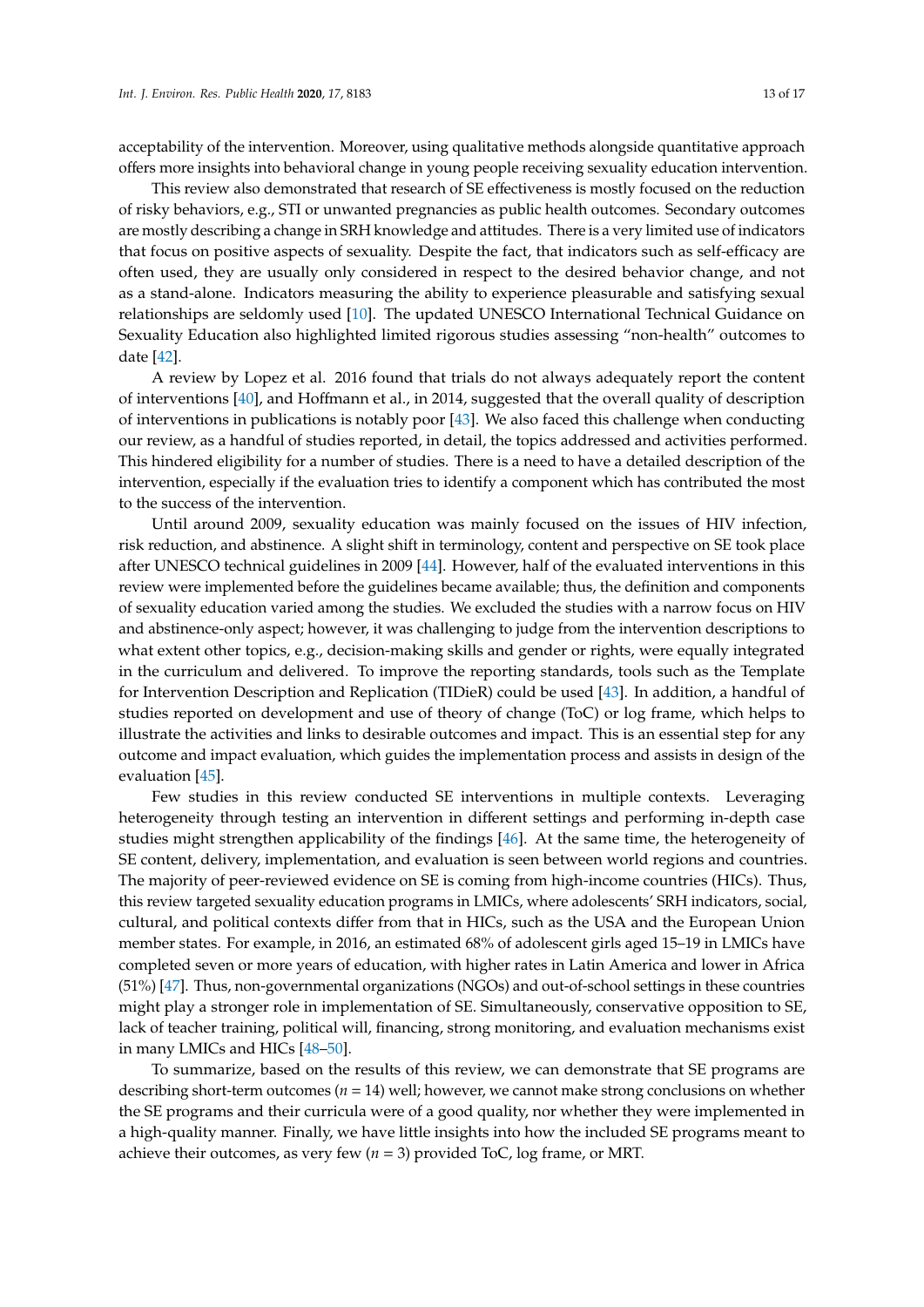acceptability of the intervention. Moreover, using qualitative methods alongside quantitative approach offers more insights into behavioral change in young people receiving sexuality education intervention.

This review also demonstrated that research of SE effectiveness is mostly focused on the reduction of risky behaviors, e.g., STI or unwanted pregnancies as public health outcomes. Secondary outcomes are mostly describing a change in SRH knowledge and attitudes. There is a very limited use of indicators that focus on positive aspects of sexuality. Despite the fact, that indicators such as self-efficacy are often used, they are usually only considered in respect to the desired behavior change, and not as a stand-alone. Indicators measuring the ability to experience pleasurable and satisfying sexual relationships are seldomly used [10]. The updated UNESCO International Technical Guidance on Sexuality Education also highlighted limited rigorous studies assessing "non-health" outcomes to date [42].

A review by Lopez et al. 2016 found that trials do not always adequately report the content of interventions [40], and Hoffmann et al., in 2014, suggested that the overall quality of description of interventions in publications is notably poor [43]. We also faced this challenge when conducting our review, as a handful of studies reported, in detail, the topics addressed and activities performed. This hindered eligibility for a number of studies. There is a need to have a detailed description of the intervention, especially if the evaluation tries to identify a component which has contributed the most to the success of the intervention.

Until around 2009, sexuality education was mainly focused on the issues of HIV infection, risk reduction, and abstinence. A slight shift in terminology, content and perspective on SE took place after UNESCO technical guidelines in 2009 [44]. However, half of the evaluated interventions in this review were implemented before the guidelines became available; thus, the definition and components of sexuality education varied among the studies. We excluded the studies with a narrow focus on HIV and abstinence-only aspect; however, it was challenging to judge from the intervention descriptions to what extent other topics, e.g., decision-making skills and gender or rights, were equally integrated in the curriculum and delivered. To improve the reporting standards, tools such as the Template for Intervention Description and Replication (TIDieR) could be used [43]. In addition, a handful of studies reported on development and use of theory of change (ToC) or log frame, which helps to illustrate the activities and links to desirable outcomes and impact. This is an essential step for any outcome and impact evaluation, which guides the implementation process and assists in design of the evaluation [45].

Few studies in this review conducted SE interventions in multiple contexts. Leveraging heterogeneity through testing an intervention in different settings and performing in-depth case studies might strengthen applicability of the findings [46]. At the same time, the heterogeneity of SE content, delivery, implementation, and evaluation is seen between world regions and countries. The majority of peer-reviewed evidence on SE is coming from high-income countries (HICs). Thus, this review targeted sexuality education programs in LMICs, where adolescents' SRH indicators, social, cultural, and political contexts differ from that in HICs, such as the USA and the European Union member states. For example, in 2016, an estimated 68% of adolescent girls aged 15–19 in LMICs have completed seven or more years of education, with higher rates in Latin America and lower in Africa (51%) [47]. Thus, non-governmental organizations (NGOs) and out-of-school settings in these countries might play a stronger role in implementation of SE. Simultaneously, conservative opposition to SE, lack of teacher training, political will, financing, strong monitoring, and evaluation mechanisms exist in many LMICs and HICs [48–50].

To summarize, based on the results of this review, we can demonstrate that SE programs are describing short-term outcomes ($n = 14$) well; however, we cannot make strong conclusions on whether the SE programs and their curricula were of a good quality, nor whether they were implemented in a high-quality manner. Finally, we have little insights into how the included SE programs meant to achieve their outcomes, as very few ($n = 3$) provided ToC, log frame, or MRT.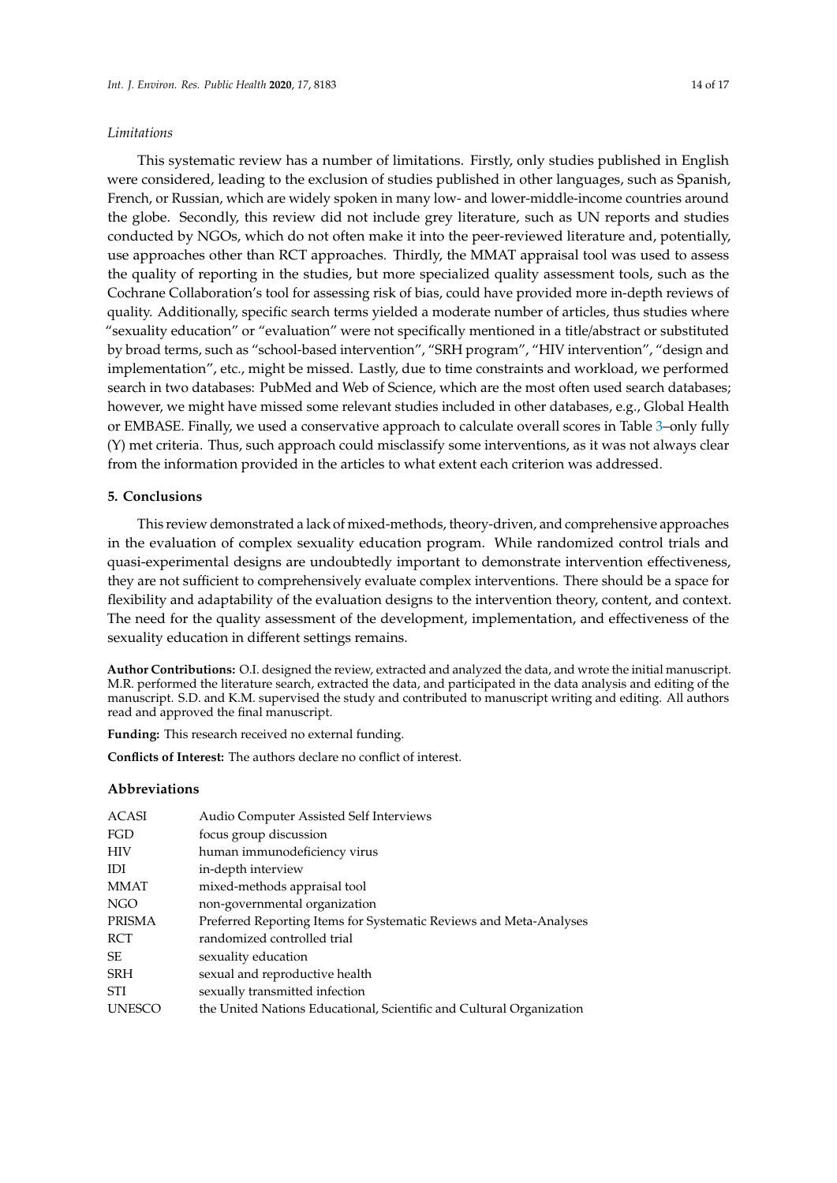*Limitations*

This systematic review has a number of limitations. Firstly, only studies published in English were considered, leading to the exclusion of studies published in other languages, such as Spanish, French, or Russian, which are widely spoken in many low- and lower-middle-income countries around the globe. Secondly, this review did not include grey literature, such as UN reports and studies conducted by NGOs, which do not often make it into the peer-reviewed literature and, potentially, use approaches other than RCT approaches. Thirdly, the MMAT appraisal tool was used to assess the quality of reporting in the studies, but more specialized quality assessment tools, such as the Cochrane Collaboration's tool for assessing risk of bias, could have provided more in-depth reviews of quality. Additionally, specific search terms yielded a moderate number of articles, thus studies where "sexuality education" or "evaluation" were not specifically mentioned in a title/abstract or substituted by broad terms, such as "school-based intervention", "SRH program", "HIV intervention", "design and implementation", etc., might be missed. Lastly, due to time constraints and workload, we performed search in two databases: PubMed and Web of Science, which are the most often used search databases; however, we might have missed some relevant studies included in other databases, e.g., Global Health or EMBASE. Finally, we used a conservative approach to calculate overall scores in Table 3–only fully (Y) met criteria. Thus, such approach could misclassify some interventions, as it was not always clear from the information provided in the articles to what extent each criterion was addressed.

## 5. Conclusions

This review demonstrated a lack of mixed-methods, theory-driven, and comprehensive approaches in the evaluation of complex sexuality education program. While randomized control trials and quasi-experimental designs are undoubtedly important to demonstrate intervention effectiveness, they are not sufficient to comprehensively evaluate complex interventions. There should be a space for flexibility and adaptability of the evaluation designs to the intervention theory, content, and context. The need for the quality assessment of the development, implementation, and effectiveness of the sexuality education in different settings remains.

**Author Contributions:** O.I. designed the review, extracted and analyzed the data, and wrote the initial manuscript. M.R. performed the literature search, extracted the data, and participated in the data analysis and editing of the manuscript. S.D. and K.M. supervised the study and contributed to manuscript writing and editing. All authors read and approved the final manuscript.

**Funding:** This research received no external funding.

**Conflicts of Interest:** The authors declare no conflict of interest.

## Abbreviations

| | |
|---|---|
| ACASI | Audio Computer Assisted Self Interviews |
| FGD | focus group discussion |
| HIV | human immunodeficiency virus |
| IDI | in-depth interview |
| MMAT | mixed-methods appraisal tool |
| NGO | non-governmental organization |
| PRISMA | Preferred Reporting Items for Systematic Reviews and Meta-Analyses |
| RCT | randomized controlled trial |
| SE | sexuality education |
| SRH | sexual and reproductive health |
| STI | sexually transmitted infection |
| UNESCO | the United Nations Educational, Scientific and Cultural Organization |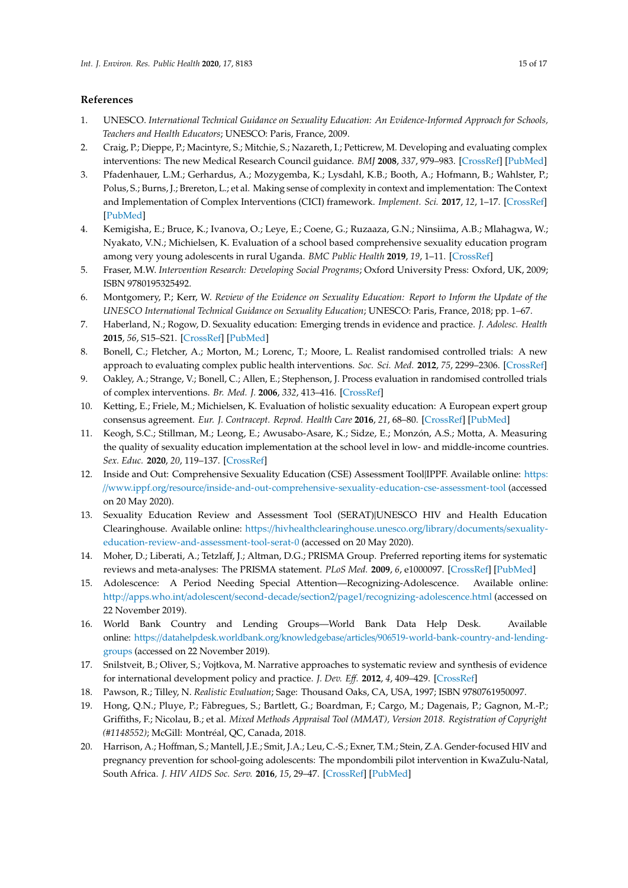## References

1. UNESCO. *International Technical Guidance on Sexuality Education: An Evidence-Informed Approach for Schools, Teachers and Health Educators*; UNESCO: Paris, France, 2009.
2. Craig, P.; Dieppe, P.; Macintyre, S.; Mitchie, S.; Nazareth, I.; Petticrew, M. Developing and evaluating complex interventions: The new Medical Research Council guidance. *BMJ* **2008**, *337*, 979–983. [CrossRef] [PubMed]
3. Pfadenhauer, L.M.; Gerhardus, A.; Mozygemba, K.; Lysdahl, K.B.; Booth, A.; Hofmann, B.; Wahlster, P.; Polus, S.; Burns, J.; Brereton, L.; et al. Making sense of complexity in context and implementation: The Context and Implementation of Complex Interventions (CICI) framework. *Implement. Sci.* **2017**, *12*, 1–17. [CrossRef] [PubMed]
4. Kemigisha, E.; Bruce, K.; Ivanova, O.; Leye, E.; Coene, G.; Ruzaaza, G.N.; Ninsiima, A.B.; Mlahagwa, W.; Nyakato, V.N.; Michielsen, K. Evaluation of a school based comprehensive sexuality education program among very young adolescents in rural Uganda. *BMC Public Health* **2019**, *19*, 1–11. [CrossRef]
5. Fraser, M.W. *Intervention Research: Developing Social Programs*; Oxford University Press: Oxford, UK, 2009; ISBN 9780195325492.
6. Montgomery, P.; Kerr, W. *Review of the Evidence on Sexuality Education: Report to Inform the Update of the UNESCO International Technical Guidance on Sexuality Education*; UNESCO: Paris, France, 2018; pp. 1–67.
7. Haberland, N.; Rogow, D. Sexuality education: Emerging trends in evidence and practice. *J. Adolesc. Health* **2015**, *56*, S15–S21. [CrossRef] [PubMed]
8. Bonell, C.; Fletcher, A.; Morton, M.; Lorenc, T.; Moore, L. Realist randomised controlled trials: A new approach to evaluating complex public health interventions. *Soc. Sci. Med.* **2012**, *75*, 2299–2306. [CrossRef]
9. Oakley, A.; Strange, V.; Bonell, C.; Allen, E.; Stephenson, J. Process evaluation in randomised controlled trials of complex interventions. *Br. Med. J.* **2006**, *332*, 413–416. [CrossRef]
10. Ketting, E.; Friele, M.; Michielsen, K. Evaluation of holistic sexuality education: A European expert group consensus agreement. *Eur. J. Contracept. Reprod. Health Care* **2016**, *21*, 68–80. [CrossRef] [PubMed]
11. Keogh, S.C.; Stillman, M.; Leong, E.; Awusabo-Asare, K.; Sidze, E.; Monzón, A.S.; Motta, A. Measuring the quality of sexuality education implementation at the school level in low- and middle-income countries. *Sex. Educ.* **2020**, *20*, 119–137. [CrossRef]
12. Inside and Out: Comprehensive Sexuality Education (CSE) Assessment Tool|IPPF. Available online: https://www.ippf.org/resource/inside-and-out-comprehensive-sexuality-education-cse-assessment-tool (accessed on 20 May 2020).
13. Sexuality Education Review and Assessment Tool (SERAT)|UNESCO HIV and Health Education Clearinghouse. Available online: https://hivhealthclearinghouse.unesco.org/library/documents/sexuality-education-review-and-assessment-tool-serat-0 (accessed on 20 May 2020).
14. Moher, D.; Liberati, A.; Tetzlaff, J.; Altman, D.G.; PRISMA Group. Preferred reporting items for systematic reviews and meta-analyses: The PRISMA statement. *PLoS Med.* **2009**, *6*, e1000097. [CrossRef] [PubMed]
15. Adolescence: A Period Needing Special Attention—Recognizing-Adolescence. Available online: http://apps.who.int/adolescent/second-decade/section2/page1/recognizing-adolescence.html (accessed on 22 November 2019).
16. World Bank Country and Lending Groups—World Bank Data Help Desk. Available online: https://datahelpdesk.worldbank.org/knowledgebase/articles/906519-world-bank-country-and-lending-groups (accessed on 22 November 2019).
17. Snilstveit, B.; Oliver, S.; Vojtkova, M. Narrative approaches to systematic review and synthesis of evidence for international development policy and practice. *J. Dev. Eff.* **2012**, *4*, 409–429. [CrossRef]
18. Pawson, R.; Tilley, N. *Realistic Evaluation*; Sage: Thousand Oaks, CA, USA, 1997; ISBN 9780761950097.
19. Hong, Q.N.; Pluye, P.; Fàbregues, S.; Bartlett, G.; Boardman, F.; Cargo, M.; Dagenais, P.; Gagnon, M.-P.; Griffiths, F.; Nicolau, B.; et al. *Mixed Methods Appraisal Tool (MMAT), Version 2018. Registration of Copyright (#1148552)*; McGill: Montréal, QC, Canada, 2018.
20. Harrison, A.; Hoffman, S.; Mantell, J.E.; Smit, J.A.; Leu, C.-S.; Exner, T.M.; Stein, Z.A. Gender-focused HIV and pregnancy prevention for school-going adolescents: The mpondombili pilot intervention in KwaZulu-Natal, South Africa. *J. HIV AIDS Soc. Serv.* **2016**, *15*, 29–47. [CrossRef] [PubMed]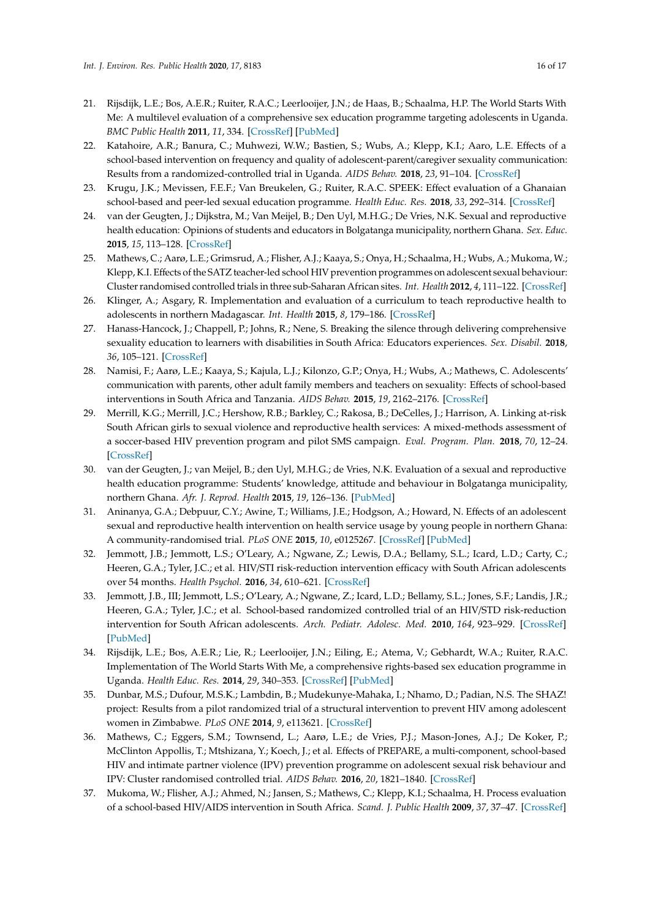21. Rijsdijk, L.E.; Bos, A.E.R.; Ruiter, R.A.C.; Leerlooijer, J.N.; de Haas, B.; Schaalma, H.P. The World Starts With Me: A multilevel evaluation of a comprehensive sex education programme targeting adolescents in Uganda. *BMC Public Health* **2011**, *11*, 334. [CrossRef] [PubMed]
22. Katahoire, A.R.; Banura, C.; Muhwezi, W.W.; Bastien, S.; Wubs, A.; Klepp, K.I.; Aaro, L.E. Effects of a school-based intervention on frequency and quality of adolescent-parent/caregiver sexuality communication: Results from a randomized-controlled trial in Uganda. *AIDS Behav.* **2018**, *23*, 91–104. [CrossRef]
23. Krugu, J.K.; Mevissen, F.E.F.; Van Breukelen, G.; Ruiter, R.A.C. SPEEK: Effect evaluation of a Ghanaian school-based and peer-led sexual education programme. *Health Educ. Res.* **2018**, *33*, 292–314. [CrossRef]
24. van der Geugten, J.; Dijkstra, M.; Van Meijel, B.; Den Uyl, M.H.G.; De Vries, N.K. Sexual and reproductive health education: Opinions of students and educators in Bolgatanga municipality, northern Ghana. *Sex. Educ.* **2015**, *15*, 113–128. [CrossRef]
25. Mathews, C.; Aarø, L.E.; Grimsrud, A.; Flisher, A.J.; Kaaya, S.; Onya, H.; Schaalma, H.; Wubs, A.; Mukoma, W.; Klepp, K.I. Effects of the SATZ teacher-led school HIV prevention programmes on adolescent sexual behaviour: Cluster randomised controlled trials in three sub-Saharan African sites. *Int. Health* **2012**, *4*, 111–122. [CrossRef]
26. Klinger, A.; Asgary, R. Implementation and evaluation of a curriculum to teach reproductive health to adolescents in northern Madagascar. *Int. Health* **2015**, *8*, 179–186. [CrossRef]
27. Hanass-Hancock, J.; Chappell, P.; Johns, R.; Nene, S. Breaking the silence through delivering comprehensive sexuality education to learners with disabilities in South Africa: Educators experiences. *Sex. Disabil.* **2018**, *36*, 105–121. [CrossRef]
28. Namisi, F.; Aarø, L.E.; Kaaya, S.; Kajula, L.J.; Kilonzo, G.P.; Onya, H.; Wubs, A.; Mathews, C. Adolescents' communication with parents, other adult family members and teachers on sexuality: Effects of school-based interventions in South Africa and Tanzania. *AIDS Behav.* **2015**, *19*, 2162–2176. [CrossRef]
29. Merrill, K.G.; Merrill, J.C.; Hershow, R.B.; Barkley, C.; Rakosa, B.; DeCelles, J.; Harrison, A. Linking at-risk South African girls to sexual violence and reproductive health services: A mixed-methods assessment of a soccer-based HIV prevention program and pilot SMS campaign. *Eval. Program. Plan.* **2018**, *70*, 12–24. [CrossRef]
30. van der Geugten, J.; van Meijel, B.; den Uyl, M.H.G.; de Vries, N.K. Evaluation of a sexual and reproductive health education programme: Students' knowledge, attitude and behaviour in Bolgatanga municipality, northern Ghana. *Afr. J. Reprod. Health* **2015**, *19*, 126–136. [PubMed]
31. Aninanya, G.A.; Debpuur, C.Y.; Awine, T.; Williams, J.E.; Hodgson, A.; Howard, N. Effects of an adolescent sexual and reproductive health intervention on health service usage by young people in northern Ghana: A community-randomised trial. *PLoS ONE* **2015**, *10*, e0125267. [CrossRef] [PubMed]
32. Jemmott, J.B.; Jemmott, L.S.; O'Leary, A.; Ngwane, Z.; Lewis, D.A.; Bellamy, S.L.; Icard, L.D.; Carty, C.; Heeren, G.A.; Tyler, J.C.; et al. HIV/STI risk-reduction intervention efficacy with South African adolescents over 54 months. *Health Psychol.* **2016**, *34*, 610–621. [CrossRef]
33. Jemmott, J.B., III; Jemmott, L.S.; O'Leary, A.; Ngwane, Z.; Icard, L.D.; Bellamy, S.L.; Jones, S.F.; Landis, J.R.; Heeren, G.A.; Tyler, J.C.; et al. School-based randomized controlled trial of an HIV/STD risk-reduction intervention for South African adolescents. *Arch. Pediatr. Adolesc. Med.* **2010**, *164*, 923–929. [CrossRef] [PubMed]
34. Rijsdijk, L.E.; Bos, A.E.R.; Lie, R.; Leerlooijer, J.N.; Eiling, E.; Atema, V.; Gebhardt, W.A.; Ruiter, R.A.C. Implementation of The World Starts With Me, a comprehensive rights-based sex education programme in Uganda. *Health Educ. Res.* **2014**, *29*, 340–353. [CrossRef] [PubMed]
35. Dunbar, M.S.; Dufour, M.S.K.; Lambdin, B.; Mudekunye-Mahaka, I.; Nhamo, D.; Padian, N.S. The SHAZ! project: Results from a pilot randomized trial of a structural intervention to prevent HIV among adolescent women in Zimbabwe. *PLoS ONE* **2014**, *9*, e113621. [CrossRef]
36. Mathews, C.; Eggers, S.M.; Townsend, L.; Aarø, L.E.; de Vries, P.J.; Mason-Jones, A.J.; De Koker, P.; McClinton Appollis, T.; Mtshizana, Y.; Koech, J.; et al. Effects of PREPARE, a multi-component, school-based HIV and intimate partner violence (IPV) prevention programme on adolescent sexual risk behaviour and IPV: Cluster randomised controlled trial. *AIDS Behav.* **2016**, *20*, 1821–1840. [CrossRef]
37. Mukoma, W.; Flisher, A.J.; Ahmed, N.; Jansen, S.; Mathews, C.; Klepp, K.I.; Schaalma, H. Process evaluation of a school-based HIV/AIDS intervention in South Africa. *Scand. J. Public Health* **2009**, *37*, 37–47. [CrossRef]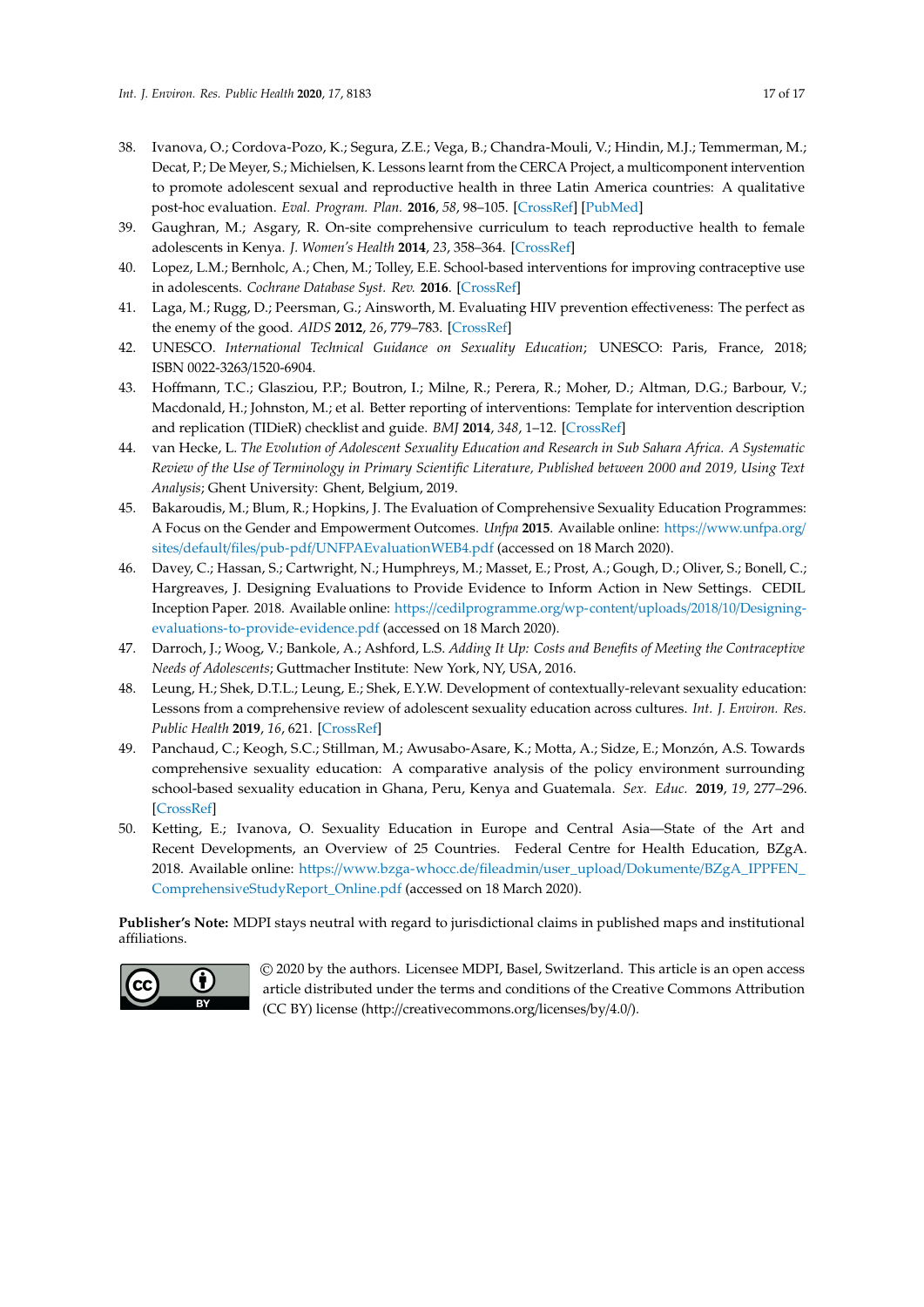38. Ivanova, O.; Cordova-Pozo, K.; Segura, Z.E.; Vega, B.; Chandra-Mouli, V.; Hindin, M.J.; Temmerman, M.; Decat, P.; De Meyer, S.; Michielsen, K. Lessons learnt from the CERCA Project, a multicomponent intervention to promote adolescent sexual and reproductive health in three Latin America countries: A qualitative post-hoc evaluation. *Eval. Program. Plan.* **2016**, *58*, 98–105. [CrossRef] [PubMed]
39. Gaughran, M.; Asgary, R. On-site comprehensive curriculum to teach reproductive health to female adolescents in Kenya. *J. Women's Health* **2014**, *23*, 358–364. [CrossRef]
40. Lopez, L.M.; Bernholc, A.; Chen, M.; Tolley, E.E. School-based interventions for improving contraceptive use in adolescents. *Cochrane Database Syst. Rev.* **2016**. [CrossRef]
41. Laga, M.; Rugg, D.; Peersman, G.; Ainsworth, M. Evaluating HIV prevention effectiveness: The perfect as the enemy of the good. *AIDS* **2012**, *26*, 779–783. [CrossRef]
42. UNESCO. *International Technical Guidance on Sexuality Education*; UNESCO: Paris, France, 2018; ISBN 0022-3263/1520-6904.
43. Hoffmann, T.C.; Glasziou, P.P.; Boutron, I.; Milne, R.; Perera, R.; Moher, D.; Altman, D.G.; Barbour, V.; Macdonald, H.; Johnston, M.; et al. Better reporting of interventions: Template for intervention description and replication (TIDieR) checklist and guide. *BMJ* **2014**, *348*, 1–12. [CrossRef]
44. van Hecke, L. *The Evolution of Adolescent Sexuality Education and Research in Sub Sahara Africa. A Systematic Review of the Use of Terminology in Primary Scientific Literature, Published between 2000 and 2019, Using Text Analysis*; Ghent University: Ghent, Belgium, 2019.
45. Bakaroudis, M.; Blum, R.; Hopkins, J. The Evaluation of Comprehensive Sexuality Education Programmes: A Focus on the Gender and Empowerment Outcomes. *Unfpa* **2015**. Available online: https://www.unfpa.org/sites/default/files/pub-pdf/UNFPAEvaluationWEB4.pdf (accessed on 18 March 2020).
46. Davey, C.; Hassan, S.; Cartwright, N.; Humphreys, M.; Masset, E.; Prost, A.; Gough, D.; Oliver, S.; Bonell, C.; Hargreaves, J. Designing Evaluations to Provide Evidence to Inform Action in New Settings. CEDIL Inception Paper. 2018. Available online: https://cedilprogramme.org/wp-content/uploads/2018/10/Designing-evaluations-to-provide-evidence.pdf (accessed on 18 March 2020).
47. Darroch, J.; Woog, V.; Bankole, A.; Ashford, L.S. *Adding It Up: Costs and Benefits of Meeting the Contraceptive Needs of Adolescents*; Guttmacher Institute: New York, NY, USA, 2016.
48. Leung, H.; Shek, D.T.L.; Leung, E.; Shek, E.Y.W. Development of contextually-relevant sexuality education: Lessons from a comprehensive review of adolescent sexuality education across cultures. *Int. J. Environ. Res. Public Health* **2019**, *16*, 621. [CrossRef]
49. Panchaud, C.; Keogh, S.C.; Stillman, M.; Awusabo-Asare, K.; Motta, A.; Sidze, E.; Monzón, A.S. Towards comprehensive sexuality education: A comparative analysis of the policy environment surrounding school-based sexuality education in Ghana, Peru, Kenya and Guatemala. *Sex. Educ.* **2019**, *19*, 277–296. [CrossRef]
50. Ketting, E.; Ivanova, O. Sexuality Education in Europe and Central Asia—State of the Art and Recent Developments, an Overview of 25 Countries. Federal Centre for Health Education, BZgA. 2018. Available online: https://www.bzga-whocc.de/fileadmin/user_upload/Dokumente/BZgA_IPPFEN_ComprehensiveStudyReport_Online.pdf (accessed on 18 March 2020).

**Publisher's Note:** MDPI stays neutral with regard to jurisdictional claims in published maps and institutional affiliations.

© 2020 by the authors. Licensee MDPI, Basel, Switzerland. This article is an open access article distributed under the terms and conditions of the Creative Commons Attribution (CC BY) license (http://creativecommons.org/licenses/by/4.0/).